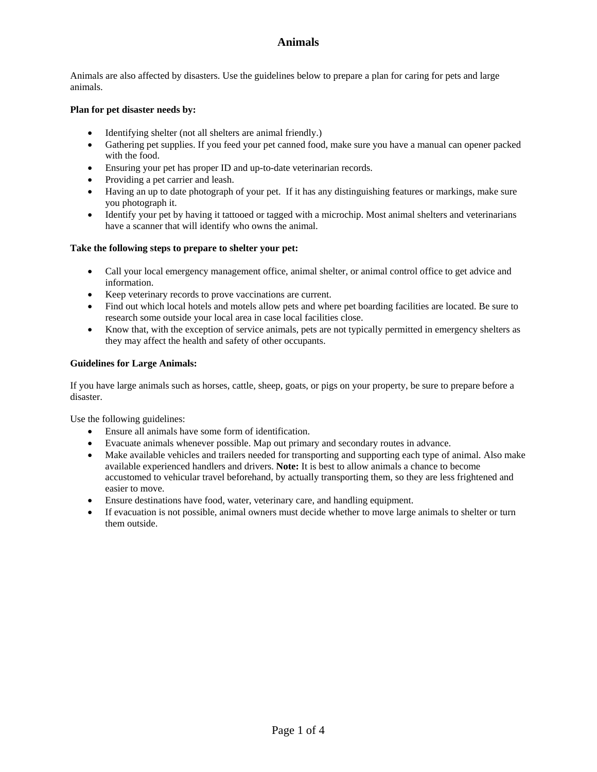# Animals

Animals are also affected by disasters. Use the guidelines below to prepare a plan for caring for pets and large animals.

**Plan for pet disaster needs by:**

- Identifying shelter (not all shelters are animal friendly.)
- Gathering pet supplies. If you feed your pet canned food, make sure you have a manual can opener packed with the food.
- Ensuring your pet has proper ID and up-to-date veterinarian records.
- Providing a pet carrier and leash.
- Having an up to date photograph of your pet. If it has any distinguishing features or markings, make sure you photograph it.
- Identify your pet by having it tattooed or tagged with a microchip. Most animal shelters and veterinarians have a scanner that will identify who owns the animal.

**Take the following steps to prepare to shelter your pet:**

- Call your local emergency management office, animal shelter, or animal control office to get advice and information.
- Keep veterinary records to prove vaccinations are current.
- Find out which local hotels and motels allow pets and where pet boarding facilities are located. Be sure to research some outside your local area in case local facilities close.
- Know that, with the exception of service animals, pets are not typically permitted in emergency shelters as they may affect the health and safety of other occupants.

**Guidelines for Large Animals:**

If you have large animals such as horses, cattle, sheep, goats, or pigs on your property, be sure to prepare before a disaster.

Use the following guidelines:

- Ensure all animals have some form of identification.
- Evacuate animals whenever possible. Map out primary and secondary routes in advance.
- Make available vehicles and trailers needed for transporting and supporting each type of animal. Also make available experienced handlers and drivers. **Note:** It is best to allow animals a chance to become accustomed to vehicular travel beforehand, by actually transporting them, so they are less frightened and easier to move.
- Ensure destinations have food, water, veterinary care, and handling equipment.
- If evacuation is not possible, animal owners must decide whether to move large animals to shelter or turn them outside.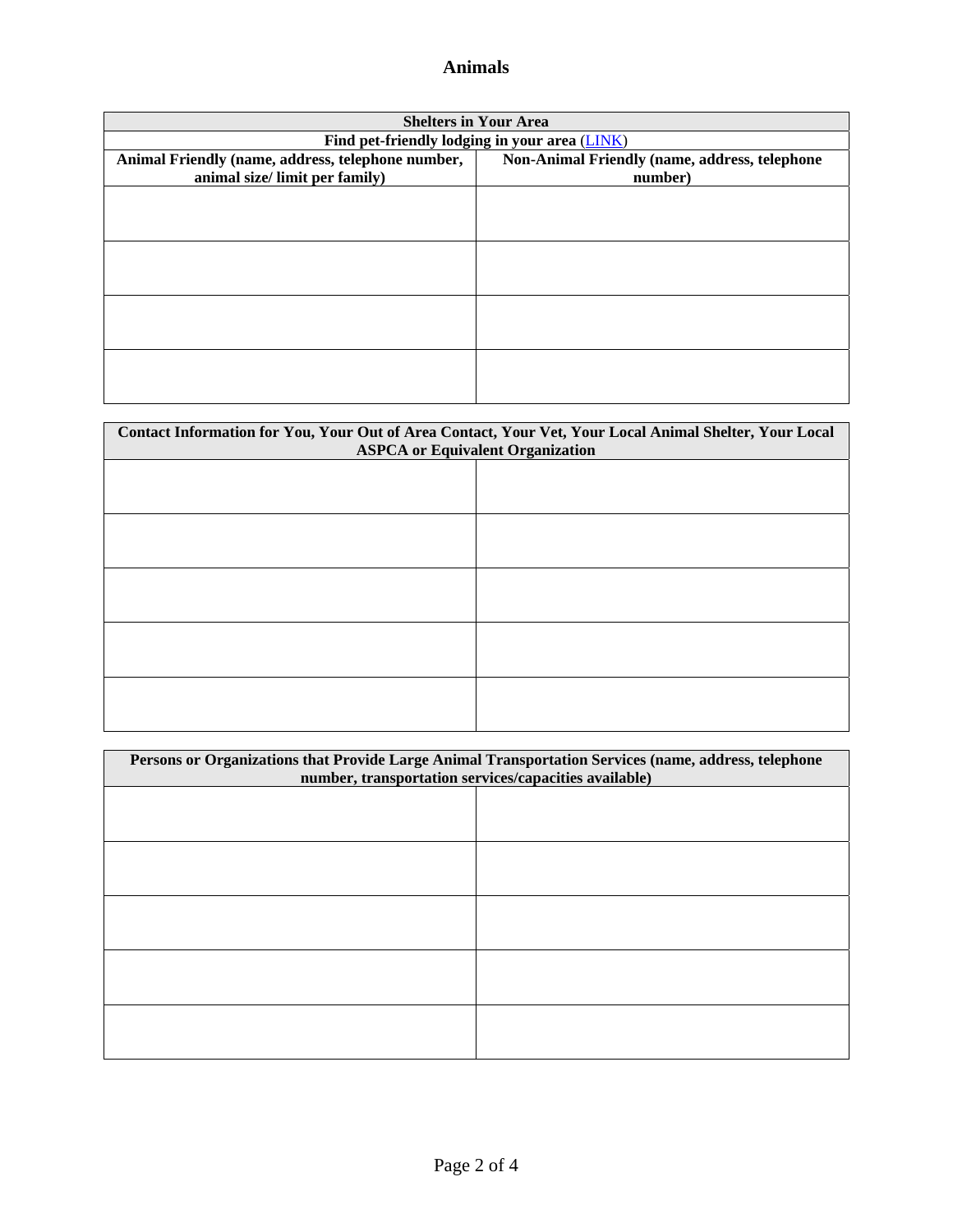## Animals

| Shelters in Your Area | |
|---|---|
| **Find pet-friendly lodging in your area** (LINK) | |
| **Animal Friendly (name, address, telephone number, animal size/ limit per family)** | **Non-Animal Friendly (name, address, telephone number)** |
| | |
| | |
| | |
| | |

| Contact Information for You, Your Out of Area Contact, Your Vet, Your Local Animal Shelter, Your Local ASPCA or Equivalent Organization | |
|---|---|
| | |
| | |
| | |
| | |
| | |

| Persons or Organizations that Provide Large Animal Transportation Services (name, address, telephone number, transportation services/capacities available) | |
|---|---|
| | |
| | |
| | |
| | |
| | |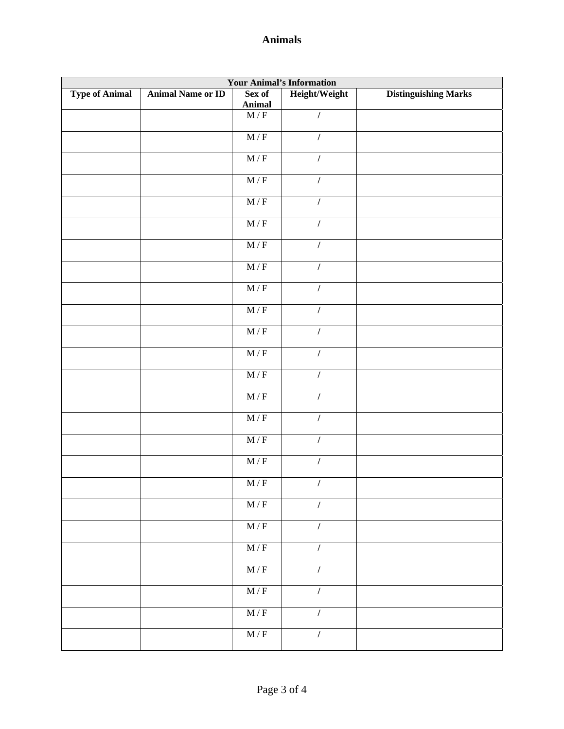# Animals

| Your Animal's Information | | | | |
|---|---|---|---|---|
| **Type of Animal** | **Animal Name or ID** | **Sex of Animal** | **Height/Weight** | **Distinguishing Marks** |
| | | M / F | / | |
| | | M / F | / | |
| | | M / F | / | |
| | | M / F | / | |
| | | M / F | / | |
| | | M / F | / | |
| | | M / F | / | |
| | | M / F | / | |
| | | M / F | / | |
| | | M / F | / | |
| | | M / F | / | |
| | | M / F | / | |
| | | M / F | / | |
| | | M / F | / | |
| | | M / F | / | |
| | | M / F | / | |
| | | M / F | / | |
| | | M / F | / | |
| | | M / F | / | |
| | | M / F | / | |
| | | M / F | / | |
| | | M / F | / | |
| | | M / F | / | |
| | | M / F | / | |
| | | M / F | / | |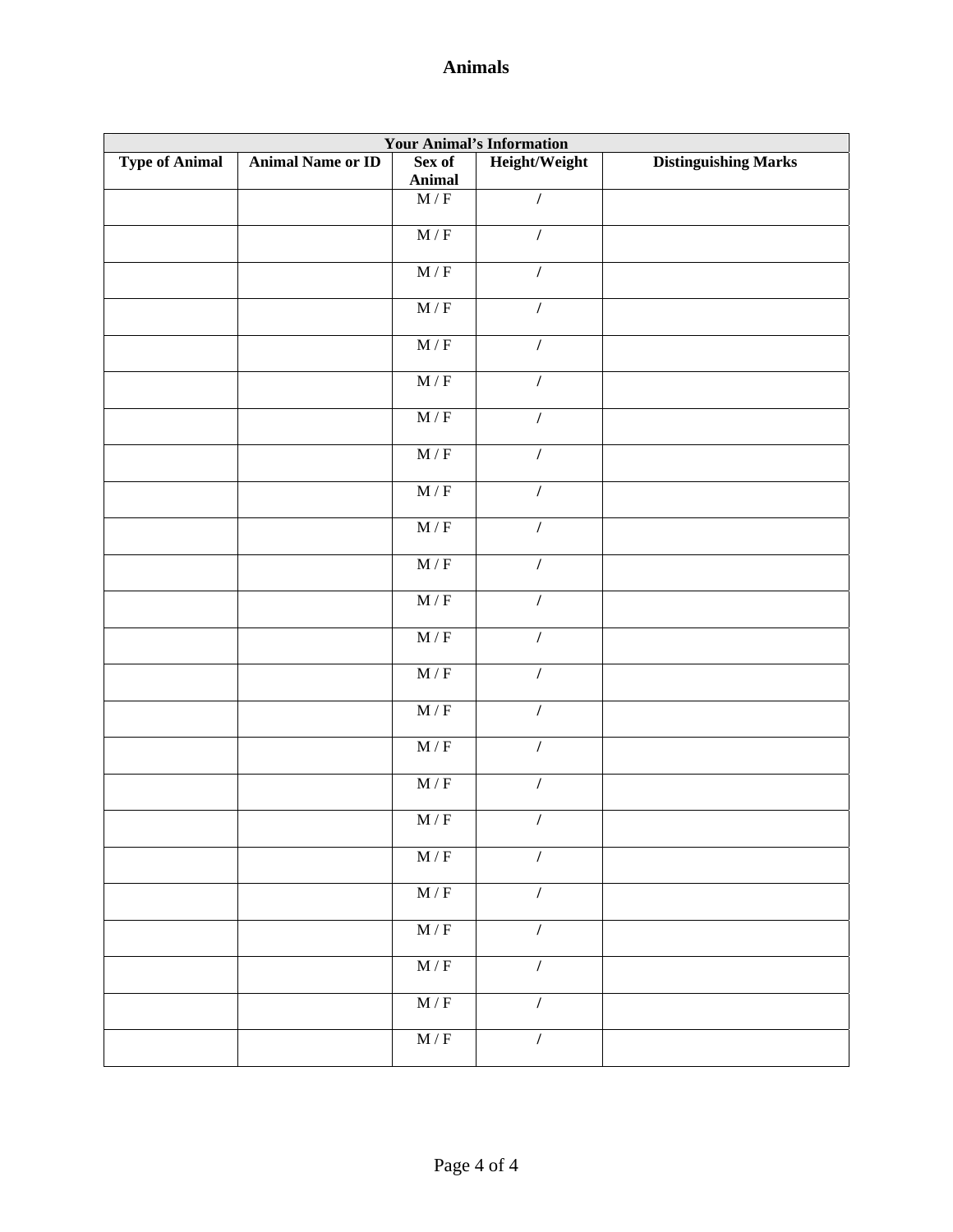# Animals

| Your Animal's Information | | | | |
|---|---|---|---|---|
| **Type of Animal** | **Animal Name or ID** | **Sex of Animal** | **Height/Weight** | **Distinguishing Marks** |
| | | M / F | / | |
| | | M / F | / | |
| | | M / F | / | |
| | | M / F | / | |
| | | M / F | / | |
| | | M / F | / | |
| | | M / F | / | |
| | | M / F | / | |
| | | M / F | / | |
| | | M / F | / | |
| | | M / F | / | |
| | | M / F | / | |
| | | M / F | / | |
| | | M / F | / | |
| | | M / F | / | |
| | | M / F | / | |
| | | M / F | / | |
| | | M / F | / | |
| | | M / F | / | |
| | | M / F | / | |
| | | M / F | / | |
| | | M / F | / | |
| | | M / F | / | |
| | | M / F | / | |